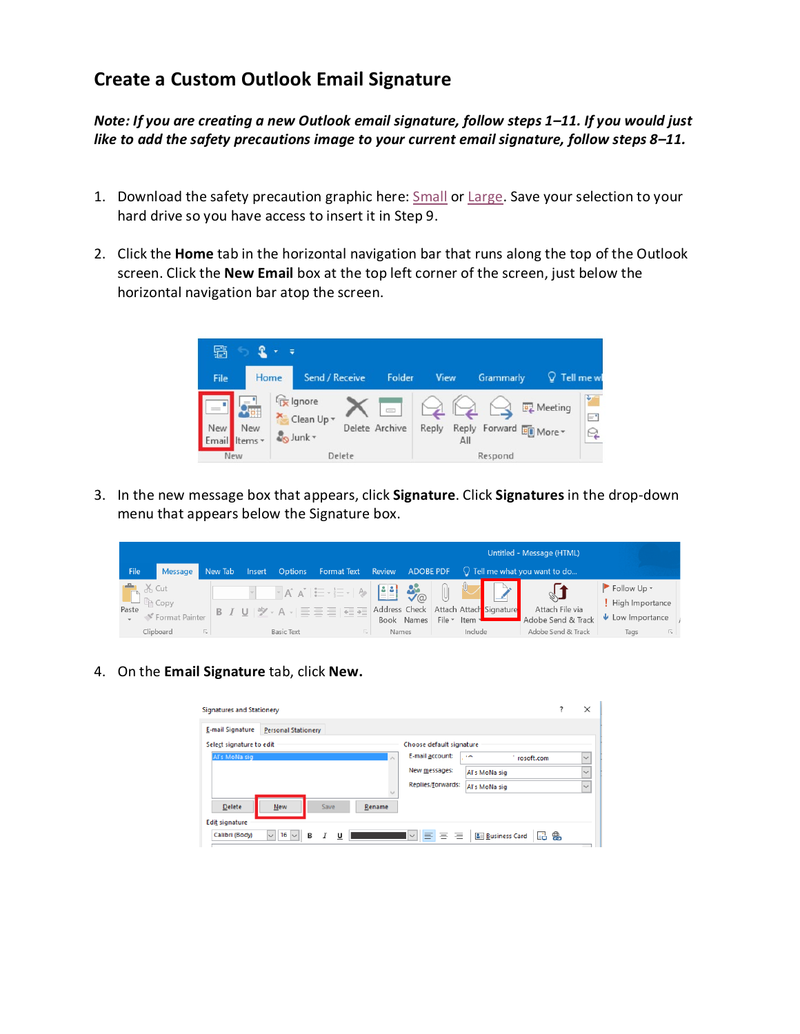## Create a Custom Outlook Email Signature

***Note: If you are creating a new Outlook email signature, follow steps 1–11. If you would just like to add the safety precautions image to your current email signature, follow steps 8–11.***

1. Download the safety precaution graphic here: Small or Large. Save your selection to your hard drive so you have access to insert it in Step 9.

2. Click the **Home** tab in the horizontal navigation bar that runs along the top of the Outlook screen. Click the **New Email** box at the top left corner of the screen, just below the horizontal navigation bar atop the screen.

3. In the new message box that appears, click **Signature**. Click **Signatures** in the drop-down menu that appears below the Signature box.

4. On the **Email Signature** tab, click **New.**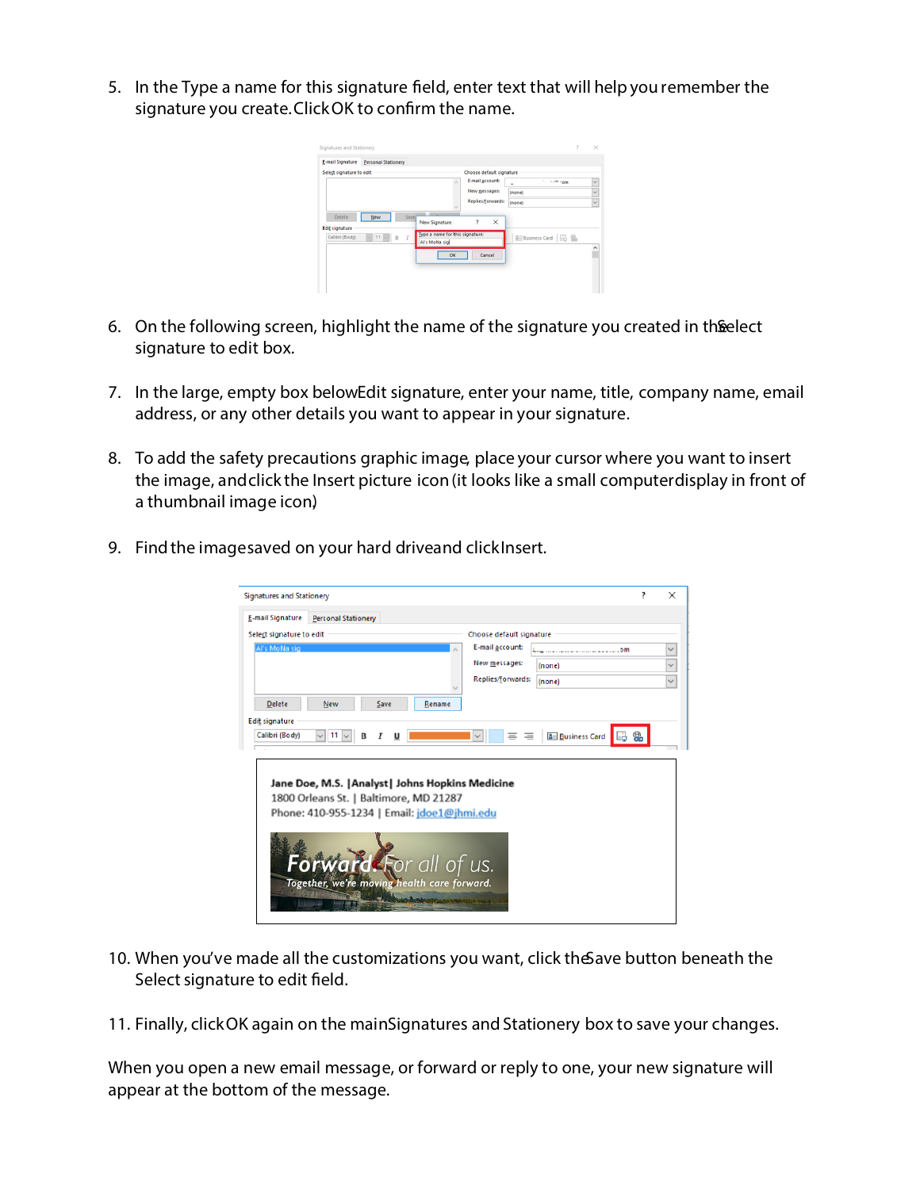5. In the Type a name for this signature field, enter text that will help you remember the signature you create. Click OK to confirm the name.

6. On the following screen, highlight the name of the signature you created in the Select signature to edit box.

7. In the large, empty box below Edit signature, enter your name, title, company name, email address, or any other details you want to appear in your signature.

8. To add the safety precautions graphic image, place your cursor where you want to insert the image, and click the Insert picture icon (it looks like a small computer display in front of a thumbnail image icon)

9. Find the image saved on your hard drive and click Insert.

10. When you've made all the customizations you want, click the Save button beneath the Select signature to edit field.

11. Finally, click OK again on the main Signatures and Stationery box to save your changes.

When you open a new email message, or forward or reply to one, your new signature will appear at the bottom of the message.